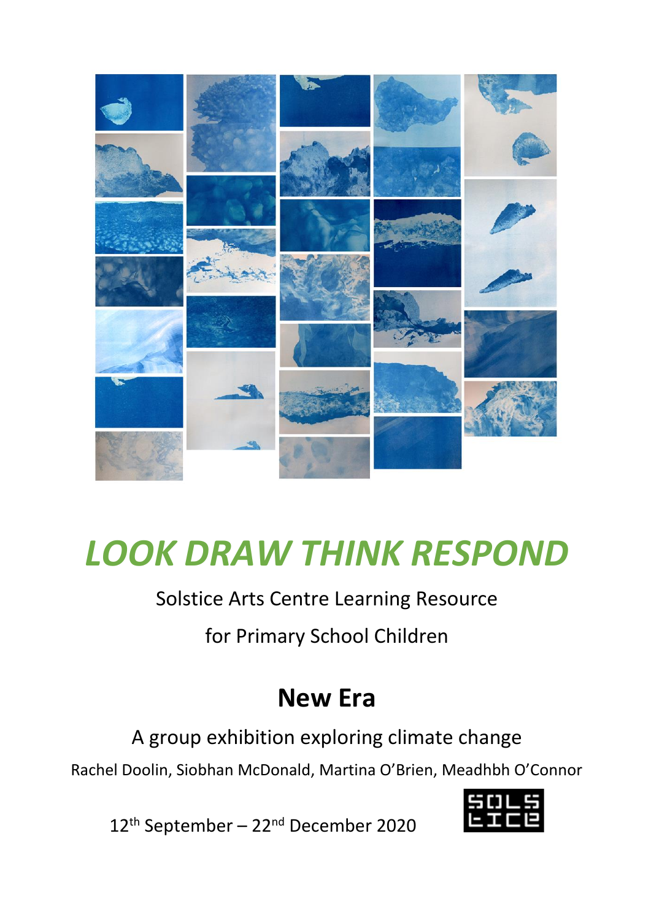# *LOOK DRAW THINK RESPOND*

Solstice Arts Centre Learning Resource

for Primary School Children

## New Era

A group exhibition exploring climate change

Rachel Doolin, Siobhan McDonald, Martina O'Brien, Meadhbh O'Connor

12th September – 22nd December 2020

SOLSTICE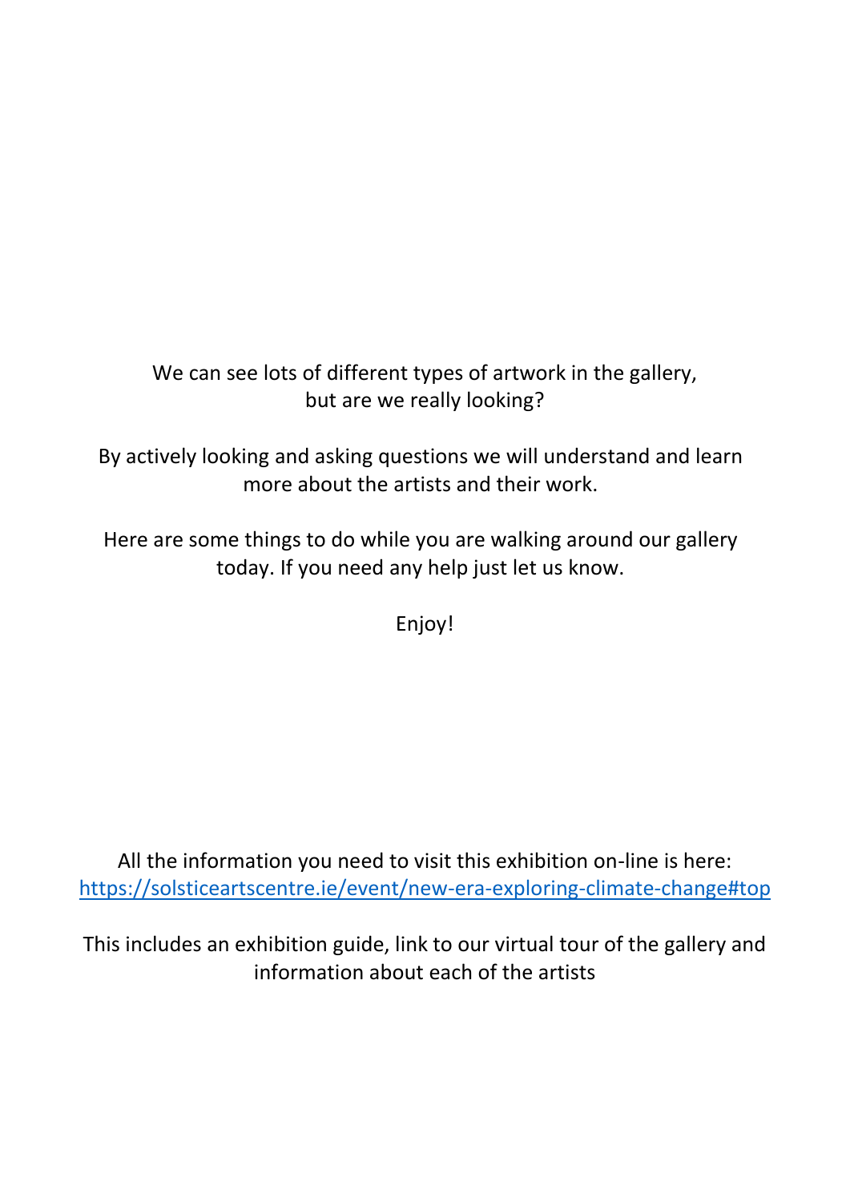We can see lots of different types of artwork in the gallery, but are we really looking?

By actively looking and asking questions we will understand and learn more about the artists and their work.

Here are some things to do while you are walking around our gallery today. If you need any help just let us know.

Enjoy!

All the information you need to visit this exhibition on-line is here: [https://solsticeartscentre.ie/event/new-era-exploring-climate-change#top](https://solsticeartscentre.ie/event/new-era-exploring-climate-change#top)

This includes an exhibition guide, link to our virtual tour of the gallery and information about each of the artists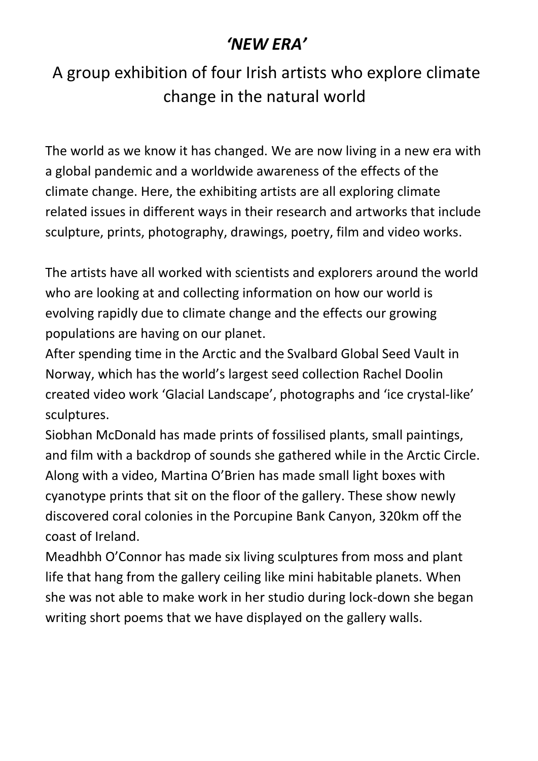# *'NEW ERA'*

## A group exhibition of four Irish artists who explore climate change in the natural world

The world as we know it has changed. We are now living in a new era with a global pandemic and a worldwide awareness of the effects of the climate change. Here, the exhibiting artists are all exploring climate related issues in different ways in their research and artworks that include sculpture, prints, photography, drawings, poetry, film and video works.

The artists have all worked with scientists and explorers around the world who are looking at and collecting information on how our world is evolving rapidly due to climate change and the effects our growing populations are having on our planet.
After spending time in the Arctic and the Svalbard Global Seed Vault in Norway, which has the world's largest seed collection Rachel Doolin created video work 'Glacial Landscape', photographs and 'ice crystal-like' sculptures.
Siobhan McDonald has made prints of fossilised plants, small paintings, and film with a backdrop of sounds she gathered while in the Arctic Circle.
Along with a video, Martina O'Brien has made small light boxes with cyanotype prints that sit on the floor of the gallery. These show newly discovered coral colonies in the Porcupine Bank Canyon, 320km off the coast of Ireland.
Meadhbh O'Connor has made six living sculptures from moss and plant life that hang from the gallery ceiling like mini habitable planets. When she was not able to make work in her studio during lock-down she began writing short poems that we have displayed on the gallery walls.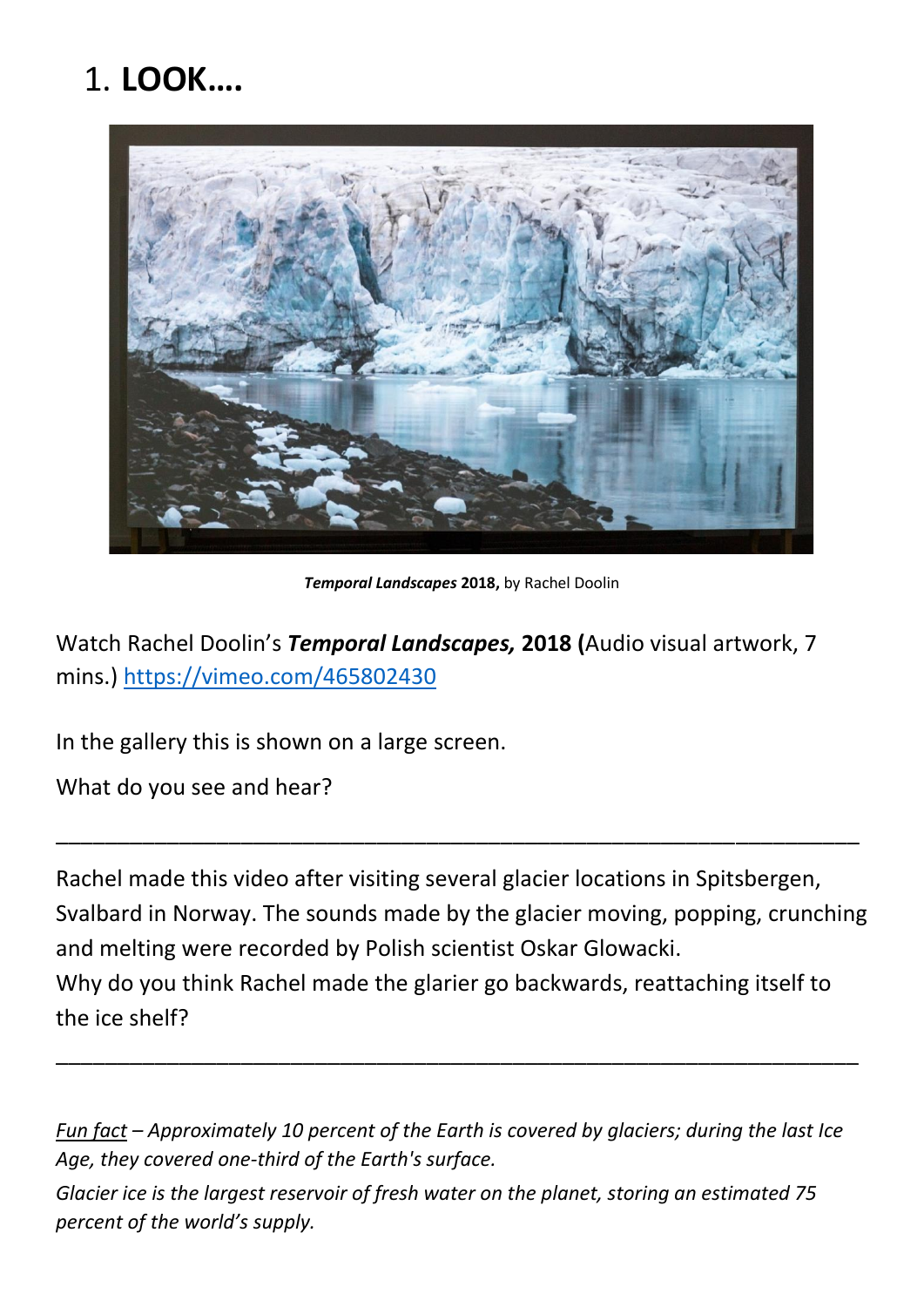# 1. **LOOK….**

***Temporal Landscapes* 2018,** by Rachel Doolin

Watch Rachel Doolin's ***Temporal Landscapes,* 2018 (**Audio visual artwork, 7 mins.) https://vimeo.com/465802430

In the gallery this is shown on a large screen.

What do you see and hear?

_______________________________________________________________

Rachel made this video after visiting several glacier locations in Spitsbergen, Svalbard in Norway. The sounds made by the glacier moving, popping, crunching and melting were recorded by Polish scientist Oskar Glowacki.
Why do you think Rachel made the glarier go backwards, reattaching itself to the ice shelf?

_______________________________________________________________

*Fun fact – Approximately 10 percent of the Earth is covered by glaciers; during the last Ice Age, they covered one-third of the Earth's surface.*

*Glacier ice is the largest reservoir of fresh water on the planet, storing an estimated 75 percent of the world's supply.*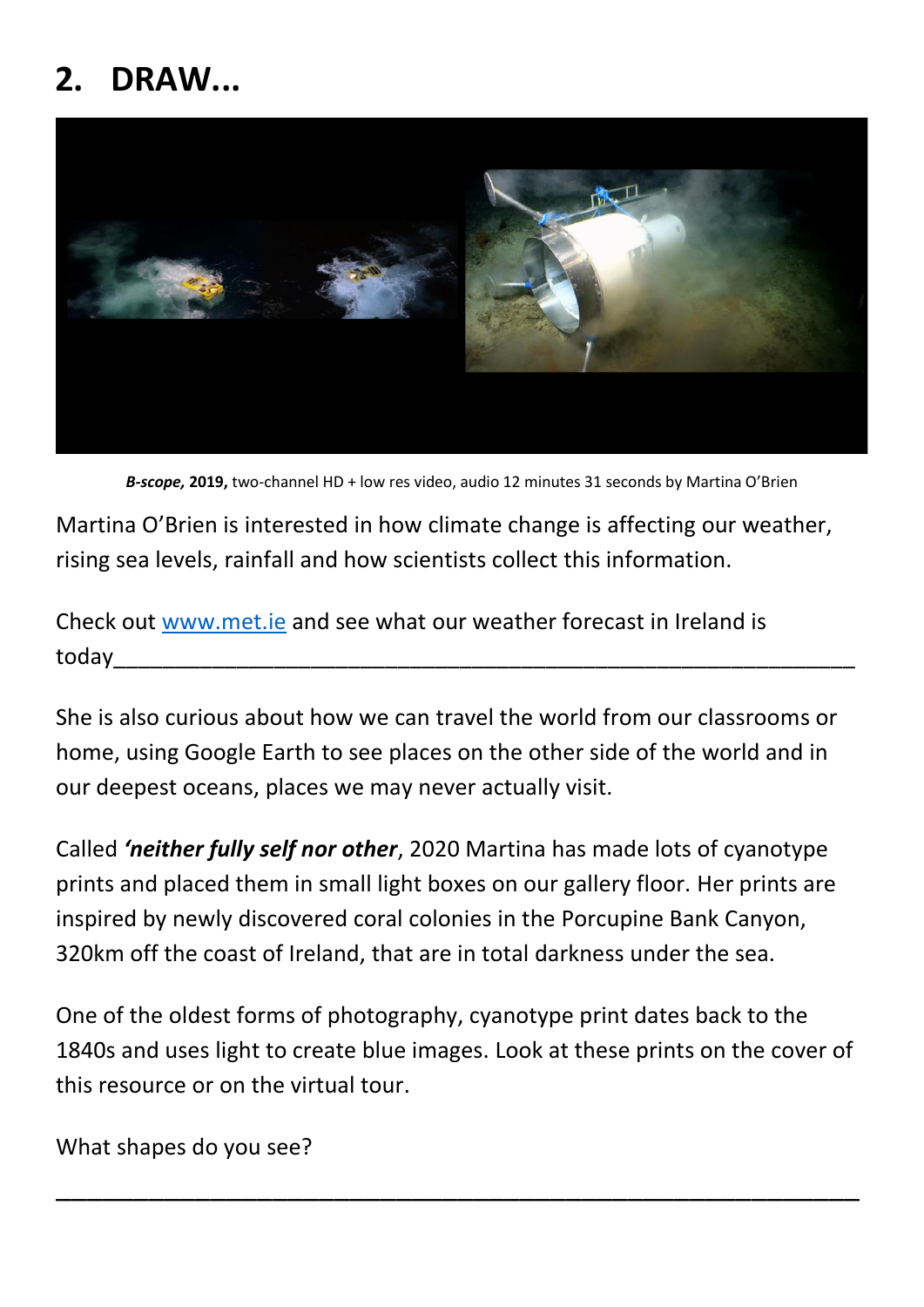## 2. DRAW...

***B-scope,* 2019,** two-channel HD + low res video, audio 12 minutes 31 seconds by Martina O'Brien

Martina O'Brien is interested in how climate change is affecting our weather, rising sea levels, rainfall and how scientists collect this information.

Check out www.met.ie and see what our weather forecast in Ireland is today____________________________________________________________

She is also curious about how we can travel the world from our classrooms or home, using Google Earth to see places on the other side of the world and in our deepest oceans, places we may never actually visit.

Called ***'neither fully self nor other***, 2020 Martina has made lots of cyanotype prints and placed them in small light boxes on our gallery floor. Her prints are inspired by newly discovered coral colonies in the Porcupine Bank Canyon, 320km off the coast of Ireland, that are in total darkness under the sea.

One of the oldest forms of photography, cyanotype print dates back to the 1840s and uses light to create blue images. Look at these prints on the cover of this resource or on the virtual tour.

What shapes do you see?

____________________________________________________________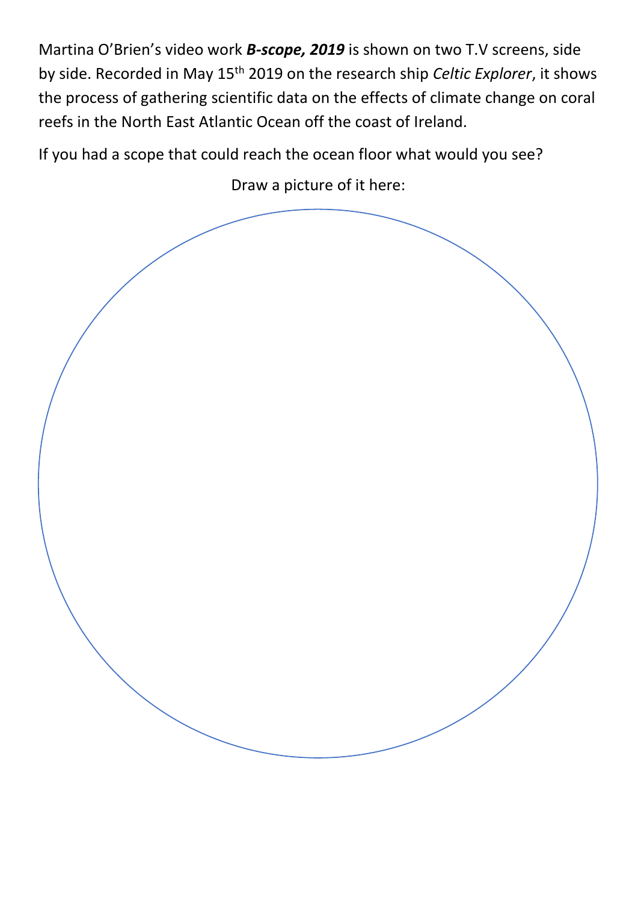Martina O'Brien's video work ***B-scope, 2019*** is shown on two T.V screens, side by side. Recorded in May 15th 2019 on the research ship *Celtic Explorer*, it shows the process of gathering scientific data on the effects of climate change on coral reefs in the North East Atlantic Ocean off the coast of Ireland.

If you had a scope that could reach the ocean floor what would you see?

Draw a picture of it here: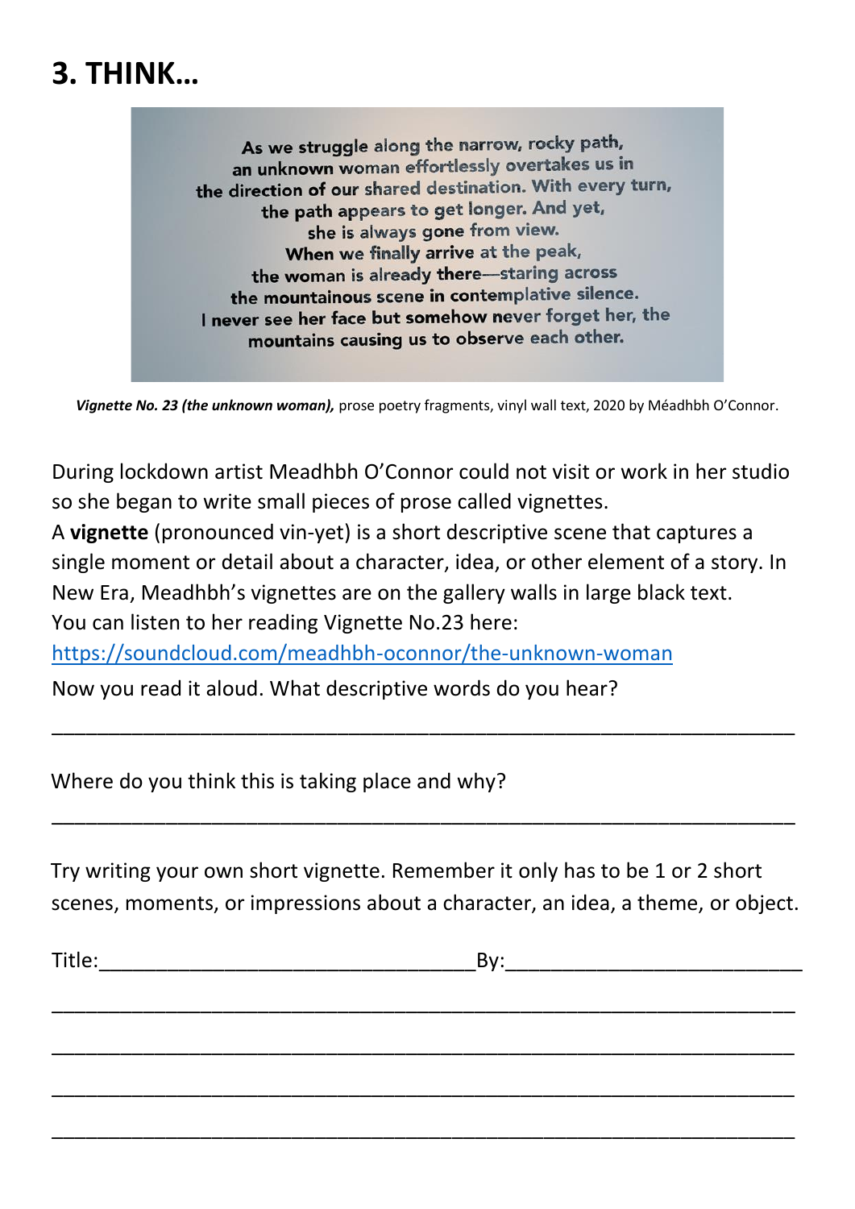# 3. THINK…

As we struggle along the narrow, rocky path,
an unknown woman effortlessly overtakes us in
the direction of our shared destination. With every turn,
the path appears to get longer. And yet,
she is always gone from view.
When we finally arrive at the peak,
the woman is already there—staring across
the mountainous scene in contemplative silence.
I never see her face but somehow never forget her, the
mountains causing us to observe each other.

***Vignette No. 23 (the unknown woman),*** prose poetry fragments, vinyl wall text, 2020 by Méadhbh O'Connor.

During lockdown artist Meadhbh O'Connor could not visit or work in her studio so she began to write small pieces of prose called vignettes.

A **vignette** (pronounced vin-yet) is a short descriptive scene that captures a single moment or detail about a character, idea, or other element of a story. In New Era, Meadhbh's vignettes are on the gallery walls in large black text.

You can listen to her reading Vignette No.23 here:
https://soundcloud.com/meadhbh-oconnor/the-unknown-woman

Now you read it aloud. What descriptive words do you hear?

_______________________________________________________________

Where do you think this is taking place and why?

_______________________________________________________________

Try writing your own short vignette. Remember it only has to be 1 or 2 short scenes, moments, or impressions about a character, an idea, a theme, or object.

Title:________________________________By:_________________________

_______________________________________________________________

_______________________________________________________________

_______________________________________________________________

_______________________________________________________________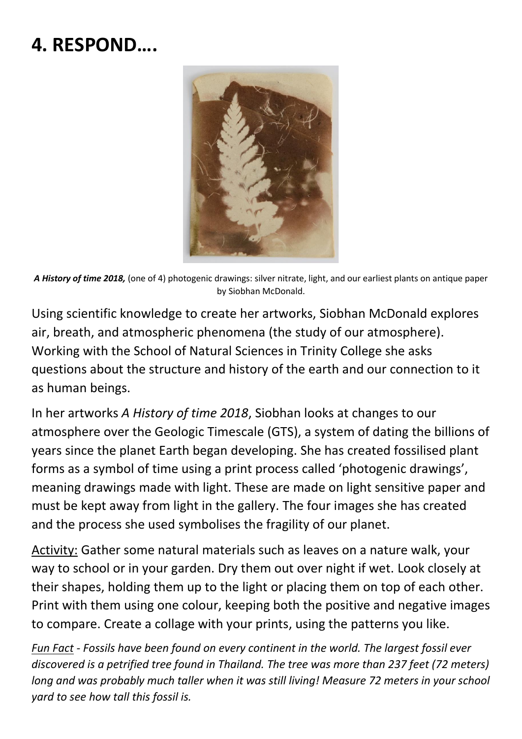# 4. RESPOND….

***A History of time 2018,*** (one of 4) photogenic drawings: silver nitrate, light, and our earliest plants on antique paper by Siobhan McDonald.

Using scientific knowledge to create her artworks, Siobhan McDonald explores air, breath, and atmospheric phenomena (the study of our atmosphere). Working with the School of Natural Sciences in Trinity College she asks questions about the structure and history of the earth and our connection to it as human beings.

In her artworks *A History of time 2018*, Siobhan looks at changes to our atmosphere over the Geologic Timescale (GTS), a system of dating the billions of years since the planet Earth began developing. She has created fossilised plant forms as a symbol of time using a print process called 'photogenic drawings', meaning drawings made with light. These are made on light sensitive paper and must be kept away from light in the gallery. The four images she has created and the process she used symbolises the fragility of our planet.

<u>Activity:</u> Gather some natural materials such as leaves on a nature walk, your way to school or in your garden. Dry them out over night if wet. Look closely at their shapes, holding them up to the light or placing them on top of each other. Print with them using one colour, keeping both the positive and negative images to compare. Create a collage with your prints, using the patterns you like.

*<u>Fun Fact</u> - Fossils have been found on every continent in the world. The largest fossil ever discovered is a petrified tree found in Thailand. The tree was more than 237 feet (72 meters) long and was probably much taller when it was still living! Measure 72 meters in your school yard to see how tall this fossil is.*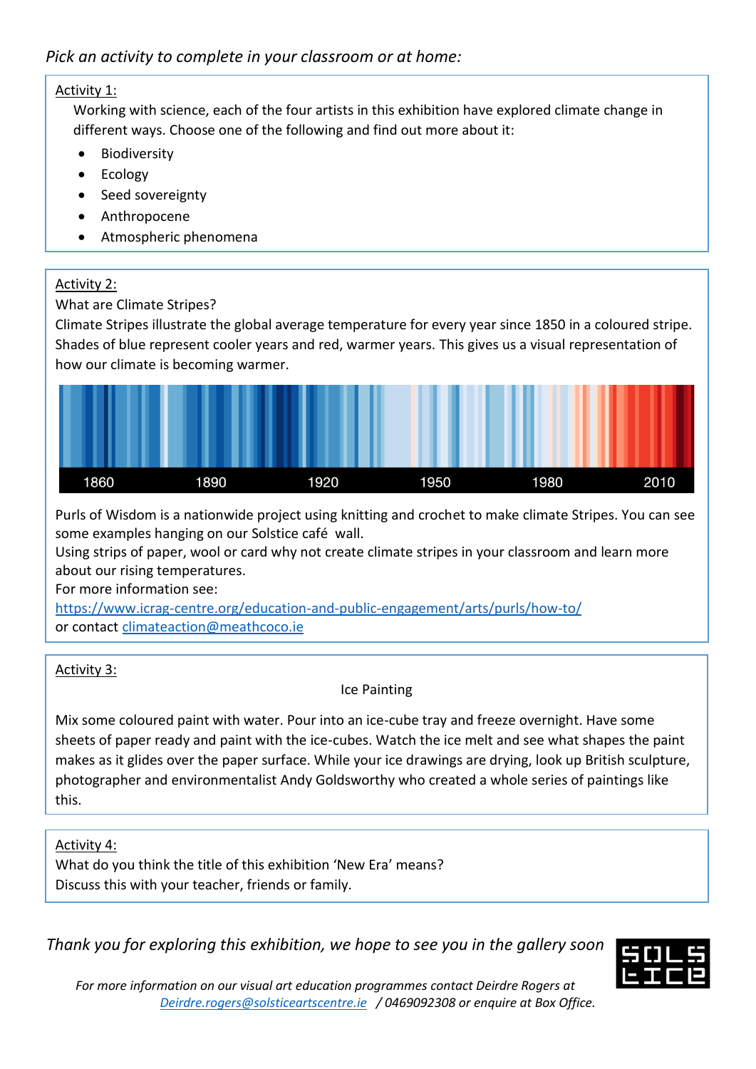*Pick an activity to complete in your classroom or at home:*

Activity 1:

Working with science, each of the four artists in this exhibition have explored climate change in different ways. Choose one of the following and find out more about it:

- Biodiversity
- Ecology
- Seed sovereignty
- Anthropocene
- Atmospheric phenomena

Activity 2:

What are Climate Stripes?

Climate Stripes illustrate the global average temperature for every year since 1850 in a coloured stripe. Shades of blue represent cooler years and red, warmer years. This gives us a visual representation of how our climate is becoming warmer.

1860
1890
1920
1950
1980
2010

Purls of Wisdom is a nationwide project using knitting and crochet to make climate Stripes. You can see some examples hanging on our Solstice café wall.

Using strips of paper, wool or card why not create climate stripes in your classroom and learn more about our rising temperatures.

For more information see:

https://www.icrag-centre.org/education-and-public-engagement/arts/purls/how-to/

or contact climateaction@meathcoco.ie

Activity 3:

Ice Painting

Mix some coloured paint with water. Pour into an ice-cube tray and freeze overnight. Have some sheets of paper ready and paint with the ice-cubes. Watch the ice melt and see what shapes the paint makes as it glides over the paper surface. While your ice drawings are drying, look up British sculpture, photographer and environmentalist Andy Goldsworthy who created a whole series of paintings like this.

Activity 4:

What do you think the title of this exhibition 'New Era' means?

Discuss this with your teacher, friends or family.

*Thank you for exploring this exhibition, we hope to see you in the gallery soon*

*For more information on our visual art education programmes contact Deirdre Rogers at Deirdre.rogers@solsticeartscentre.ie / 0469092308 or enquire at Box Office.*